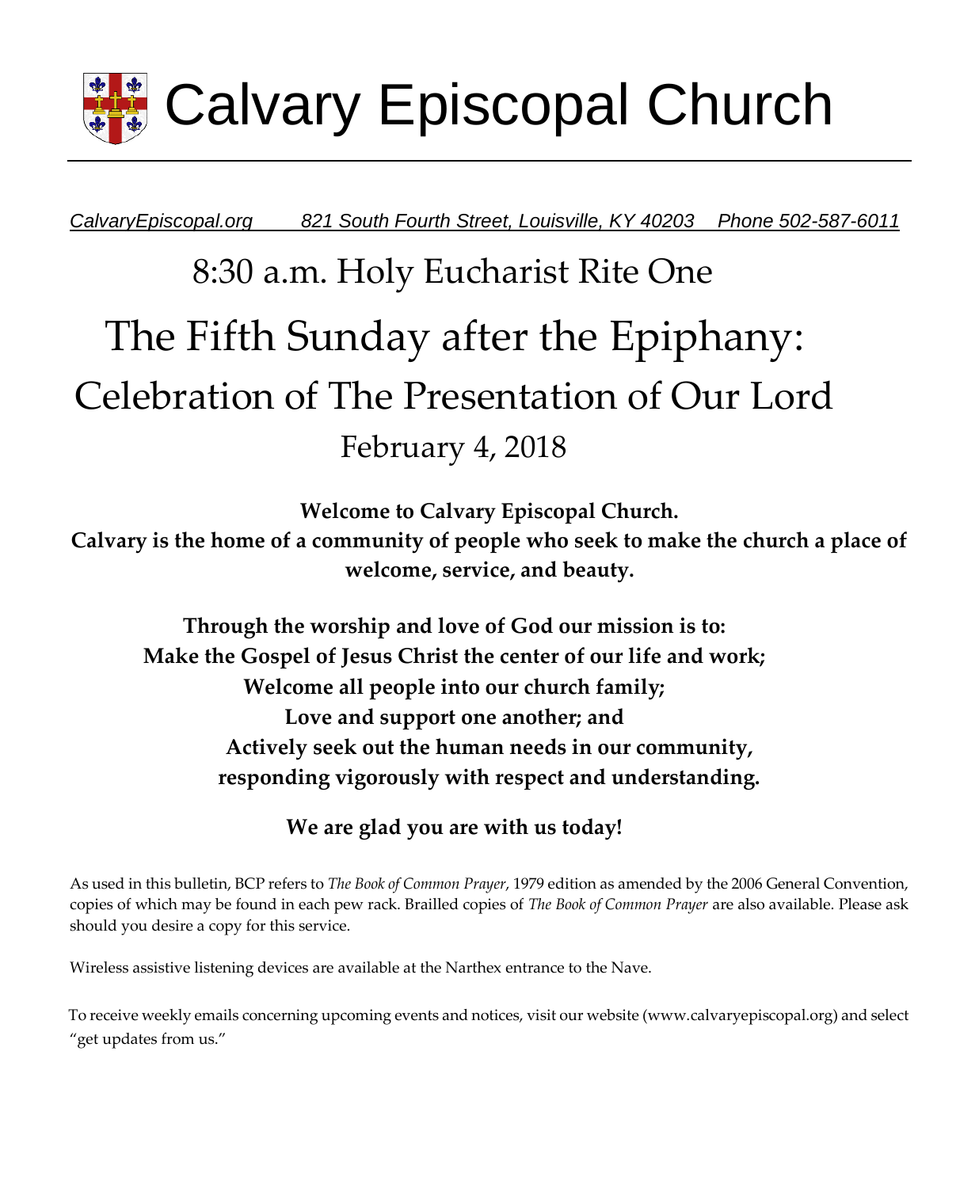# Calvary Episcopal Church

*CalvaryEpiscopal.org    821 South Fourth Street, Louisville, KY 40203    Phone 502-587-6011*

## 8:30 a.m. Holy Eucharist Rite One

# The Fifth Sunday after the Epiphany:

# Celebration of The Presentation of Our Lord

## February 4, 2018

**Welcome to Calvary Episcopal Church.**
**Calvary is the home of a community of people who seek to make the church a place of welcome, service, and beauty.**

**Through the worship and love of God our mission is to:**
**Make the Gospel of Jesus Christ the center of our life and work;**
**Welcome all people into our church family;**
**Love and support one another; and**
**Actively seek out the human needs in our community, responding vigorously with respect and understanding.**

**We are glad you are with us today!**

As used in this bulletin, BCP refers to *The Book of Common Prayer*, 1979 edition as amended by the 2006 General Convention, copies of which may be found in each pew rack. Brailled copies of *The Book of Common Prayer* are also available. Please ask should you desire a copy for this service.

Wireless assistive listening devices are available at the Narthex entrance to the Nave.

To receive weekly emails concerning upcoming events and notices, visit our website (www.calvaryepiscopal.org) and select "get updates from us."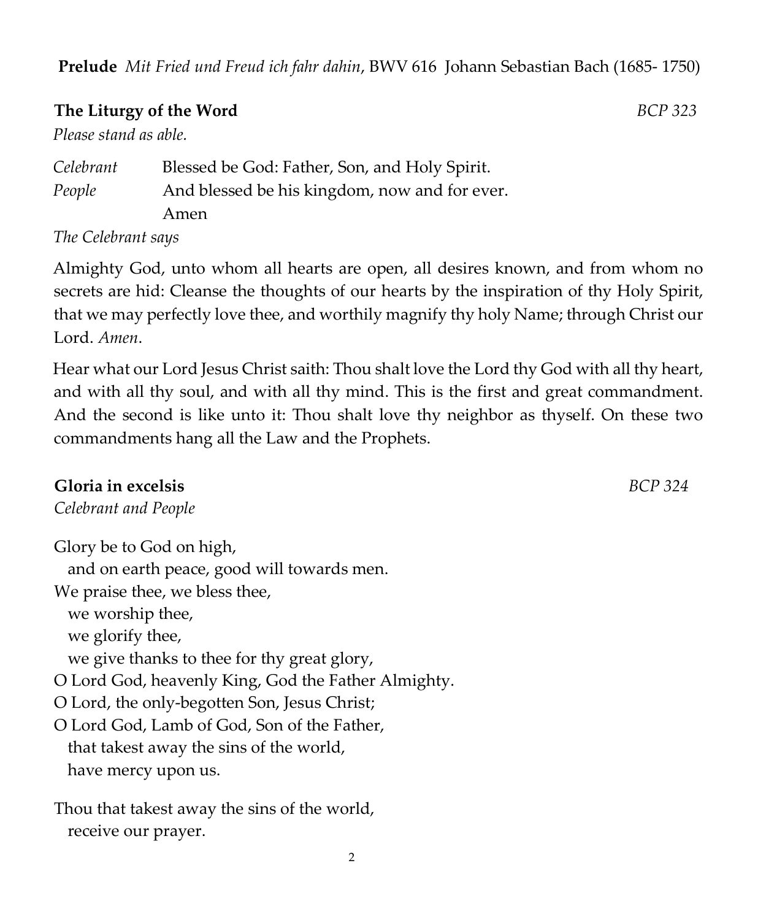**Prelude** *Mit Fried und Freud ich fahr dahin*, BWV 616 Johann Sebastian Bach (1685- 1750)

**The Liturgy of the Word** *BCP 323*

*Please stand as able.*

*Celebrant* Blessed be God: Father, Son, and Holy Spirit.
*People* And blessed be his kingdom, now and for ever.
Amen

*The Celebrant says*

Almighty God, unto whom all hearts are open, all desires known, and from whom no secrets are hid: Cleanse the thoughts of our hearts by the inspiration of thy Holy Spirit, that we may perfectly love thee, and worthily magnify thy holy Name; through Christ our Lord. *Amen.*

Hear what our Lord Jesus Christ saith: Thou shalt love the Lord thy God with all thy heart, and with all thy soul, and with all thy mind. This is the first and great commandment. And the second is like unto it: Thou shalt love thy neighbor as thyself. On these two commandments hang all the Law and the Prophets.

**Gloria in excelsis** *BCP 324*

*Celebrant and People*

Glory be to God on high,
and on earth peace, good will towards men.
We praise thee, we bless thee,
we worship thee,
we glorify thee,
we give thanks to thee for thy great glory,
O Lord God, heavenly King, God the Father Almighty.
O Lord, the only-begotten Son, Jesus Christ;
O Lord God, Lamb of God, Son of the Father,
that takest away the sins of the world,
have mercy upon us.

Thou that takest away the sins of the world,
receive our prayer.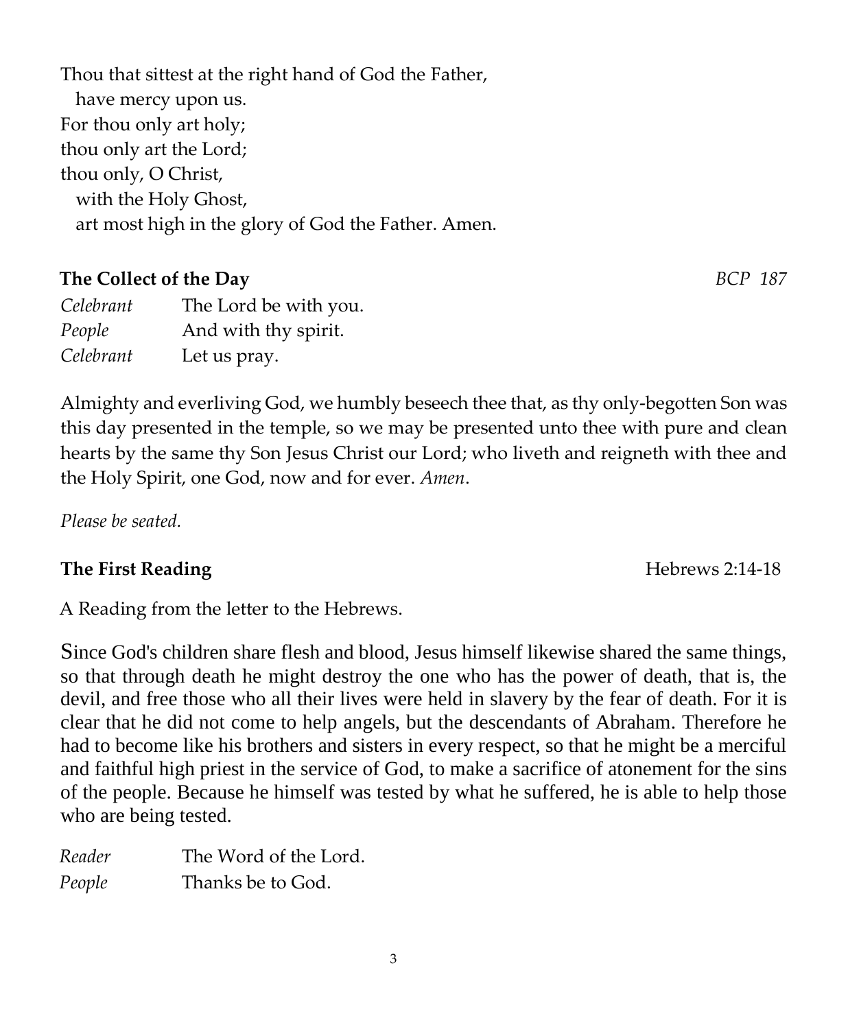Thou that sittest at the right hand of God the Father,
  have mercy upon us.
For thou only art holy;
thou only art the Lord;
thou only, O Christ,
  with the Holy Ghost,
  art most high in the glory of God the Father. Amen.

**The Collect of the Day** *BCP 187*

*Celebrant* The Lord be with you.
*People* And with thy spirit.
*Celebrant* Let us pray.

Almighty and everliving God, we humbly beseech thee that, as thy only-begotten Son was this day presented in the temple, so we may be presented unto thee with pure and clean hearts by the same thy Son Jesus Christ our Lord; who liveth and reigneth with thee and the Holy Spirit, one God, now and for ever. *Amen*.

*Please be seated.*

**The First Reading** Hebrews 2:14-18

A Reading from the letter to the Hebrews.

Since God's children share flesh and blood, Jesus himself likewise shared the same things, so that through death he might destroy the one who has the power of death, that is, the devil, and free those who all their lives were held in slavery by the fear of death. For it is clear that he did not come to help angels, but the descendants of Abraham. Therefore he had to become like his brothers and sisters in every respect, so that he might be a merciful and faithful high priest in the service of God, to make a sacrifice of atonement for the sins of the people. Because he himself was tested by what he suffered, he is able to help those who are being tested.

*Reader* The Word of the Lord.
*People* Thanks be to God.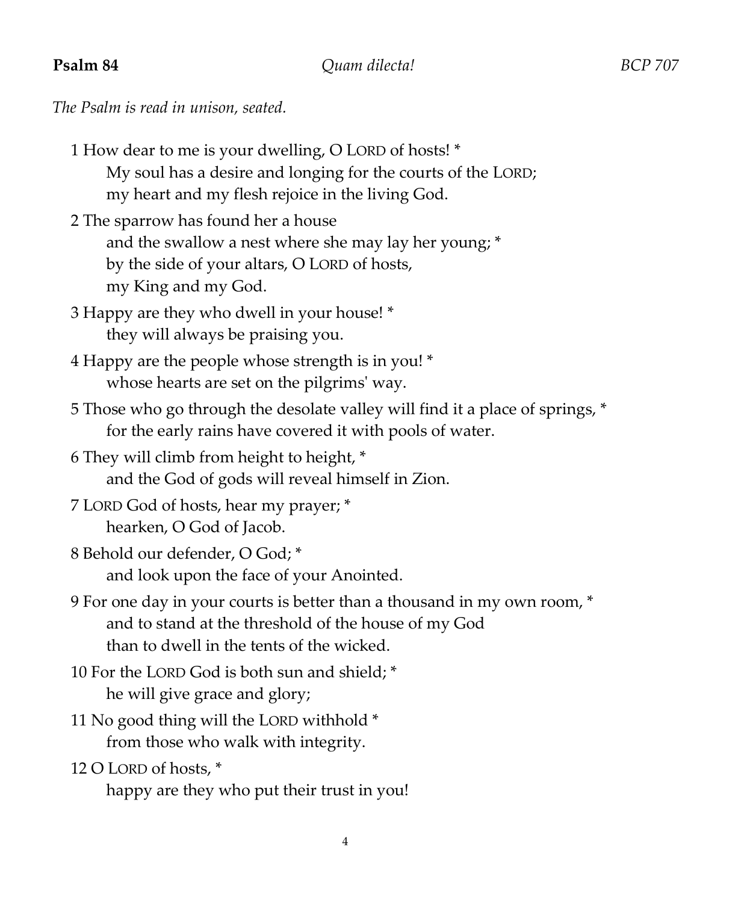**Psalm 84** *Quam dilecta!* *BCP 707*

*The Psalm is read in unison, seated.*

1 How dear to me is your dwelling, O LORD of hosts! *
  My soul has a desire and longing for the courts of the LORD;
  my heart and my flesh rejoice in the living God.

2 The sparrow has found her a house
  and the swallow a nest where she may lay her young; *
  by the side of your altars, O LORD of hosts,
  my King and my God.

3 Happy are they who dwell in your house! *
  they will always be praising you.

4 Happy are the people whose strength is in you! *
  whose hearts are set on the pilgrims' way.

5 Those who go through the desolate valley will find it a place of springs, *
  for the early rains have covered it with pools of water.

6 They will climb from height to height, *
  and the God of gods will reveal himself in Zion.

7 LORD God of hosts, hear my prayer; *
  hearken, O God of Jacob.

8 Behold our defender, O God; *
  and look upon the face of your Anointed.

9 For one day in your courts is better than a thousand in my own room, *
  and to stand at the threshold of the house of my God
  than to dwell in the tents of the wicked.

10 For the LORD God is both sun and shield; *
  he will give grace and glory;

11 No good thing will the LORD withhold *
  from those who walk with integrity.

12 O LORD of hosts, *
  happy are they who put their trust in you!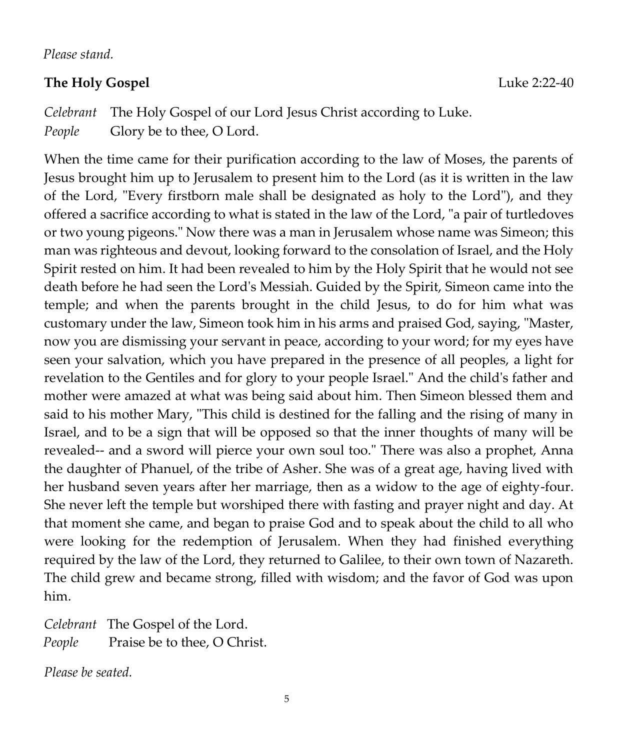*Please stand.*

**The Holy Gospel** Luke 2:22-40

*Celebrant* The Holy Gospel of our Lord Jesus Christ according to Luke.
*People* Glory be to thee, O Lord.

When the time came for their purification according to the law of Moses, the parents of Jesus brought him up to Jerusalem to present him to the Lord (as it is written in the law of the Lord, "Every firstborn male shall be designated as holy to the Lord"), and they offered a sacrifice according to what is stated in the law of the Lord, "a pair of turtledoves or two young pigeons." Now there was a man in Jerusalem whose name was Simeon; this man was righteous and devout, looking forward to the consolation of Israel, and the Holy Spirit rested on him. It had been revealed to him by the Holy Spirit that he would not see death before he had seen the Lord's Messiah. Guided by the Spirit, Simeon came into the temple; and when the parents brought in the child Jesus, to do for him what was customary under the law, Simeon took him in his arms and praised God, saying, "Master, now you are dismissing your servant in peace, according to your word; for my eyes have seen your salvation, which you have prepared in the presence of all peoples, a light for revelation to the Gentiles and for glory to your people Israel." And the child's father and mother were amazed at what was being said about him. Then Simeon blessed them and said to his mother Mary, "This child is destined for the falling and the rising of many in Israel, and to be a sign that will be opposed so that the inner thoughts of many will be revealed-- and a sword will pierce your own soul too." There was also a prophet, Anna the daughter of Phanuel, of the tribe of Asher. She was of a great age, having lived with her husband seven years after her marriage, then as a widow to the age of eighty-four. She never left the temple but worshiped there with fasting and prayer night and day. At that moment she came, and began to praise God and to speak about the child to all who were looking for the redemption of Jerusalem. When they had finished everything required by the law of the Lord, they returned to Galilee, to their own town of Nazareth. The child grew and became strong, filled with wisdom; and the favor of God was upon him.

*Celebrant* The Gospel of the Lord.
*People* Praise be to thee, O Christ.

*Please be seated.*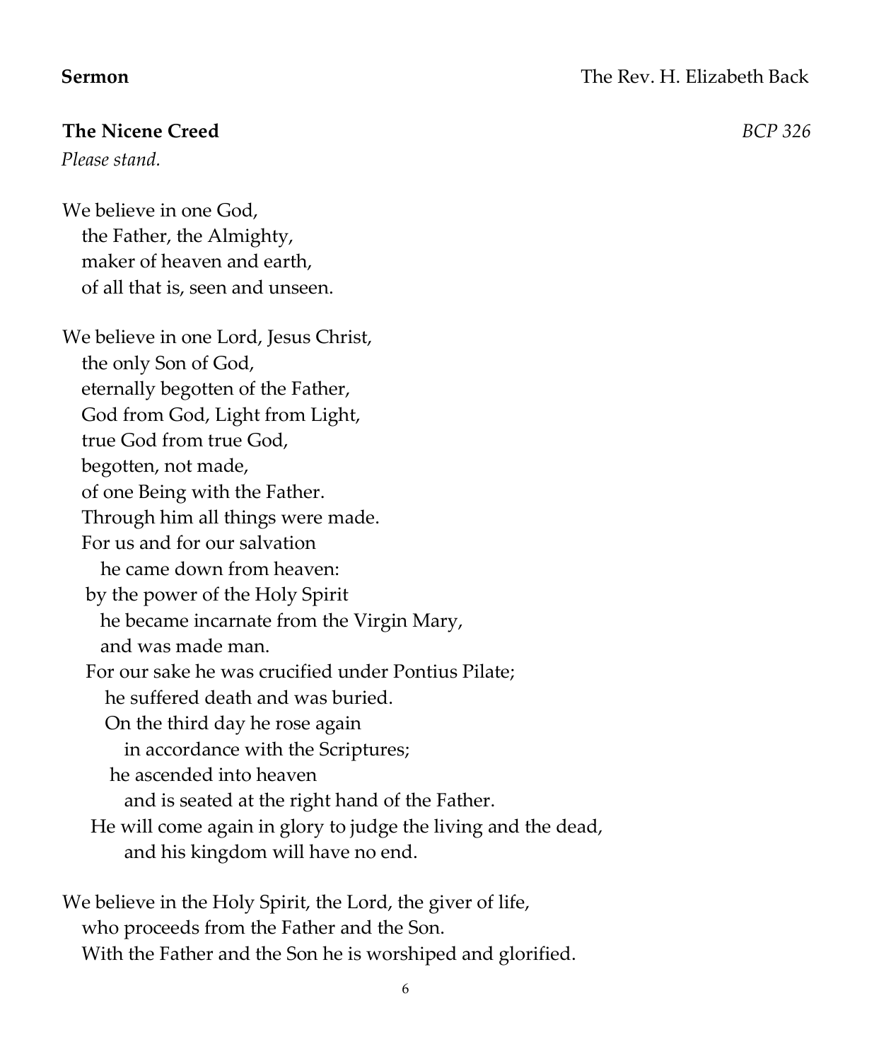**Sermon** The Rev. H. Elizabeth Back

**The Nicene Creed** *BCP 326*

*Please stand.*

We believe in one God,
the Father, the Almighty,
maker of heaven and earth,
of all that is, seen and unseen.

We believe in one Lord, Jesus Christ,
the only Son of God,
eternally begotten of the Father,
God from God, Light from Light,
true God from true God,
begotten, not made,
of one Being with the Father.
Through him all things were made.
For us and for our salvation
he came down from heaven:
by the power of the Holy Spirit
he became incarnate from the Virgin Mary,
and was made man.
For our sake he was crucified under Pontius Pilate;
he suffered death and was buried.
On the third day he rose again
in accordance with the Scriptures;
he ascended into heaven
and is seated at the right hand of the Father.
He will come again in glory to judge the living and the dead,
and his kingdom will have no end.

We believe in the Holy Spirit, the Lord, the giver of life,
who proceeds from the Father and the Son.
With the Father and the Son he is worshiped and glorified.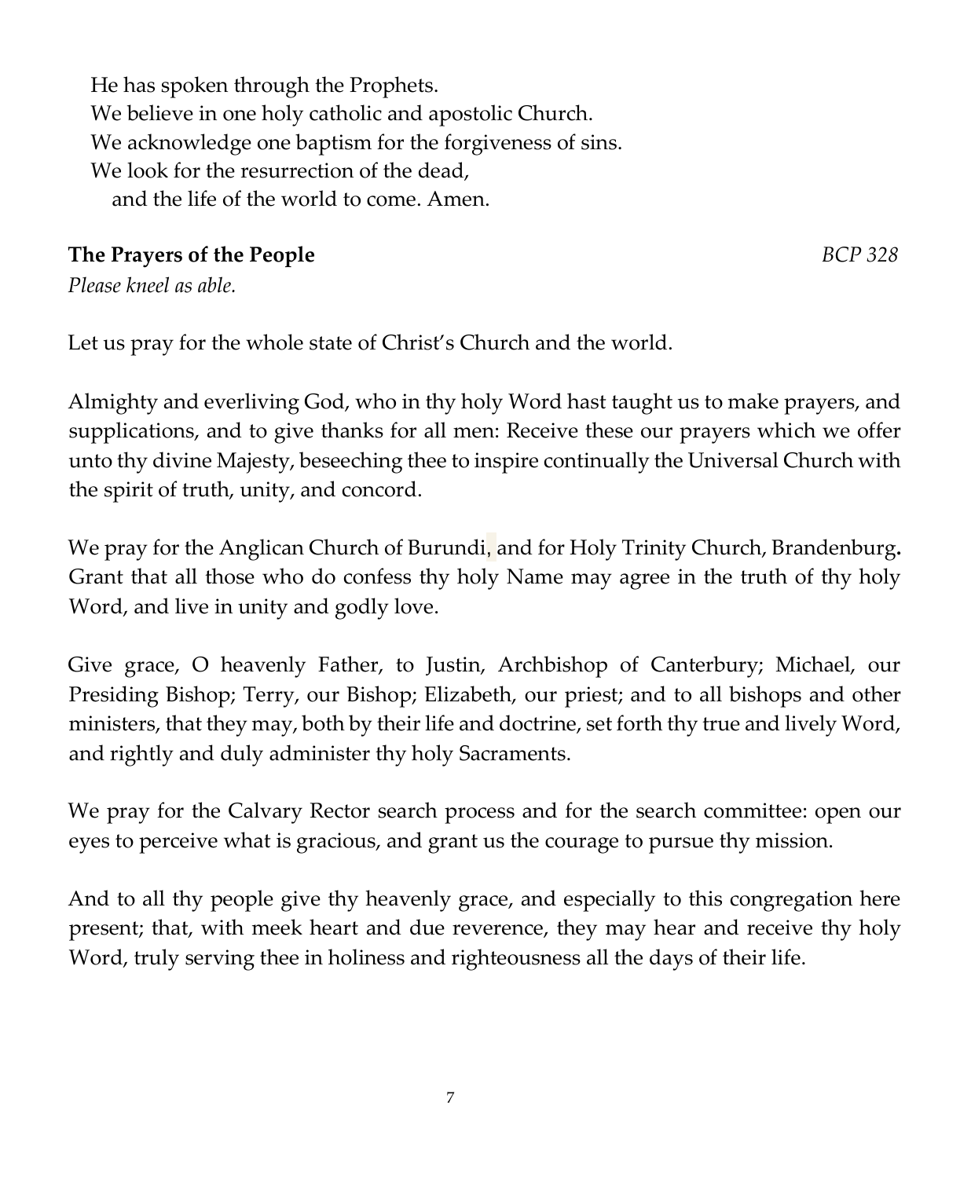He has spoken through the Prophets.  
We believe in one holy catholic and apostolic Church.  
We acknowledge one baptism for the forgiveness of sins.  
We look for the resurrection of the dead,  
  and the life of the world to come. Amen.

**The Prayers of the People** *BCP 328*

*Please kneel as able.*

Let us pray for the whole state of Christ's Church and the world.

Almighty and everliving God, who in thy holy Word hast taught us to make prayers, and supplications, and to give thanks for all men: Receive these our prayers which we offer unto thy divine Majesty, beseeching thee to inspire continually the Universal Church with the spirit of truth, unity, and concord.

We pray for the Anglican Church of Burundi, and for Holy Trinity Church, Brandenburg**.** Grant that all those who do confess thy holy Name may agree in the truth of thy holy Word, and live in unity and godly love.

Give grace, O heavenly Father, to Justin, Archbishop of Canterbury; Michael, our Presiding Bishop; Terry, our Bishop; Elizabeth, our priest; and to all bishops and other ministers, that they may, both by their life and doctrine, set forth thy true and lively Word, and rightly and duly administer thy holy Sacraments.

We pray for the Calvary Rector search process and for the search committee: open our eyes to perceive what is gracious, and grant us the courage to pursue thy mission.

And to all thy people give thy heavenly grace, and especially to this congregation here present; that, with meek heart and due reverence, they may hear and receive thy holy Word, truly serving thee in holiness and righteousness all the days of their life.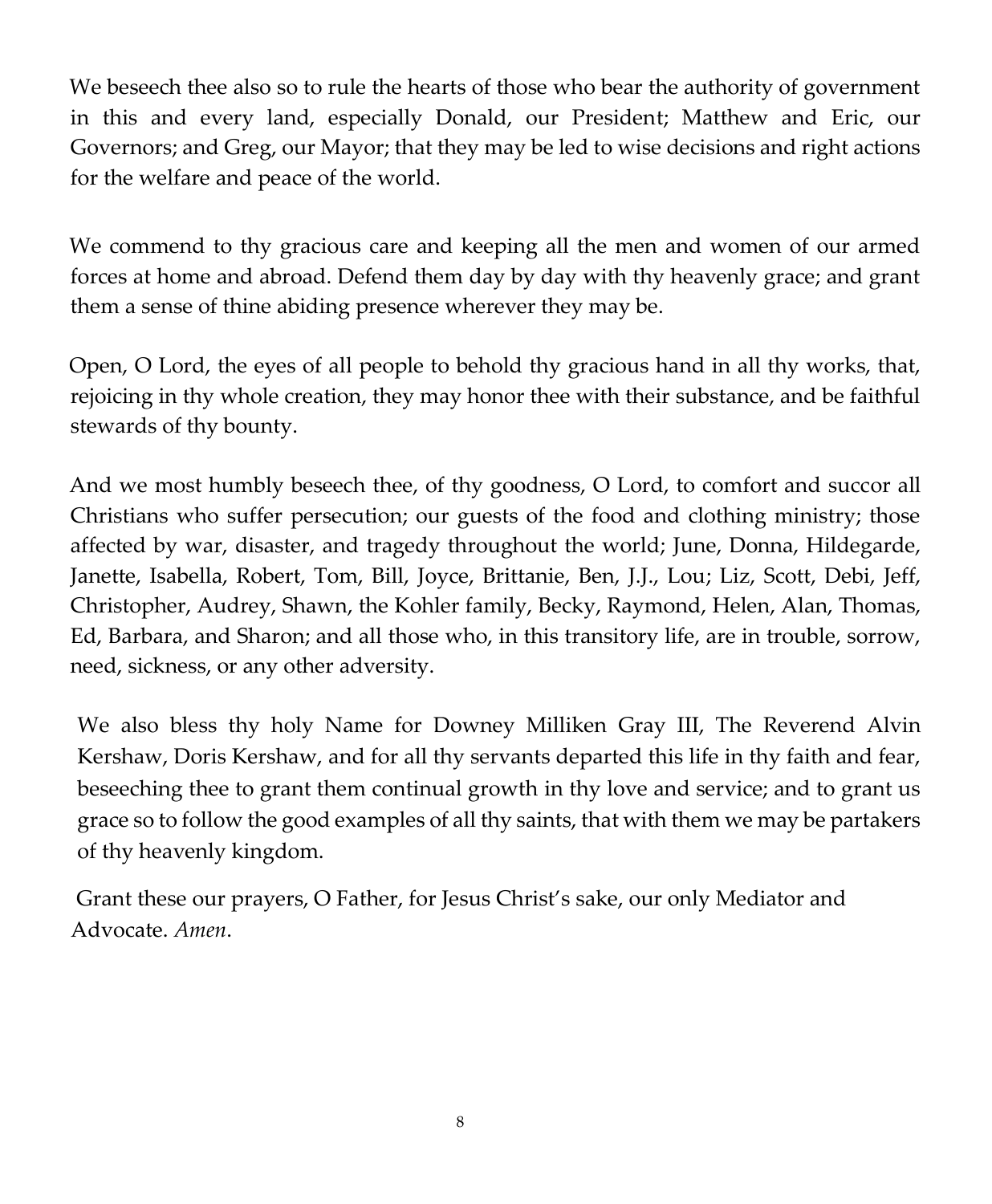We beseech thee also so to rule the hearts of those who bear the authority of government in this and every land, especially Donald, our President; Matthew and Eric, our Governors; and Greg, our Mayor; that they may be led to wise decisions and right actions for the welfare and peace of the world.

We commend to thy gracious care and keeping all the men and women of our armed forces at home and abroad. Defend them day by day with thy heavenly grace; and grant them a sense of thine abiding presence wherever they may be.

Open, O Lord, the eyes of all people to behold thy gracious hand in all thy works, that, rejoicing in thy whole creation, they may honor thee with their substance, and be faithful stewards of thy bounty.

And we most humbly beseech thee, of thy goodness, O Lord, to comfort and succor all Christians who suffer persecution; our guests of the food and clothing ministry; those affected by war, disaster, and tragedy throughout the world; June, Donna, Hildegarde, Janette, Isabella, Robert, Tom, Bill, Joyce, Brittanie, Ben, J.J., Lou; Liz, Scott, Debi, Jeff, Christopher, Audrey, Shawn, the Kohler family, Becky, Raymond, Helen, Alan, Thomas, Ed, Barbara, and Sharon; and all those who, in this transitory life, are in trouble, sorrow, need, sickness, or any other adversity.

We also bless thy holy Name for Downey Milliken Gray III, The Reverend Alvin Kershaw, Doris Kershaw, and for all thy servants departed this life in thy faith and fear, beseeching thee to grant them continual growth in thy love and service; and to grant us grace so to follow the good examples of all thy saints, that with them we may be partakers of thy heavenly kingdom.

Grant these our prayers, O Father, for Jesus Christ's sake, our only Mediator and Advocate. *Amen*.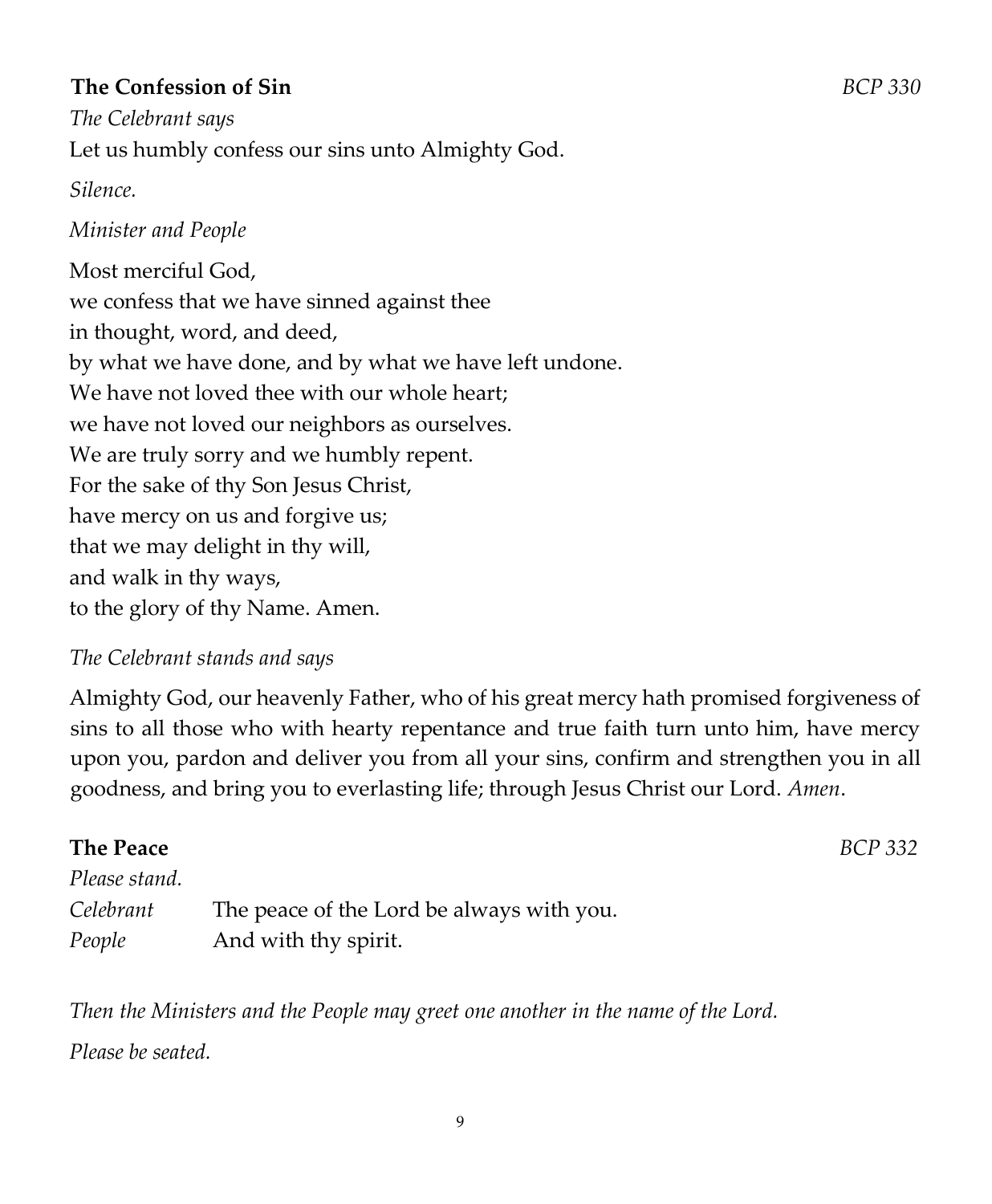## The Confession of Sin *BCP 330*

*The Celebrant says*

Let us humbly confess our sins unto Almighty God.

*Silence.*

*Minister and People*

Most merciful God,  
we confess that we have sinned against thee  
in thought, word, and deed,  
by what we have done, and by what we have left undone.  
We have not loved thee with our whole heart;  
we have not loved our neighbors as ourselves.  
We are truly sorry and we humbly repent.  
For the sake of thy Son Jesus Christ,  
have mercy on us and forgive us;  
that we may delight in thy will,  
and walk in thy ways,  
to the glory of thy Name. Amen.

*The Celebrant stands and says*

Almighty God, our heavenly Father, who of his great mercy hath promised forgiveness of sins to all those who with hearty repentance and true faith turn unto him, have mercy upon you, pardon and deliver you from all your sins, confirm and strengthen you in all goodness, and bring you to everlasting life; through Jesus Christ our Lord. *Amen*.

## The Peace *BCP 332*

*Please stand.*

*Celebrant* The peace of the Lord be always with you.  
*People* And with thy spirit.

*Then the Ministers and the People may greet one another in the name of the Lord.*

*Please be seated.*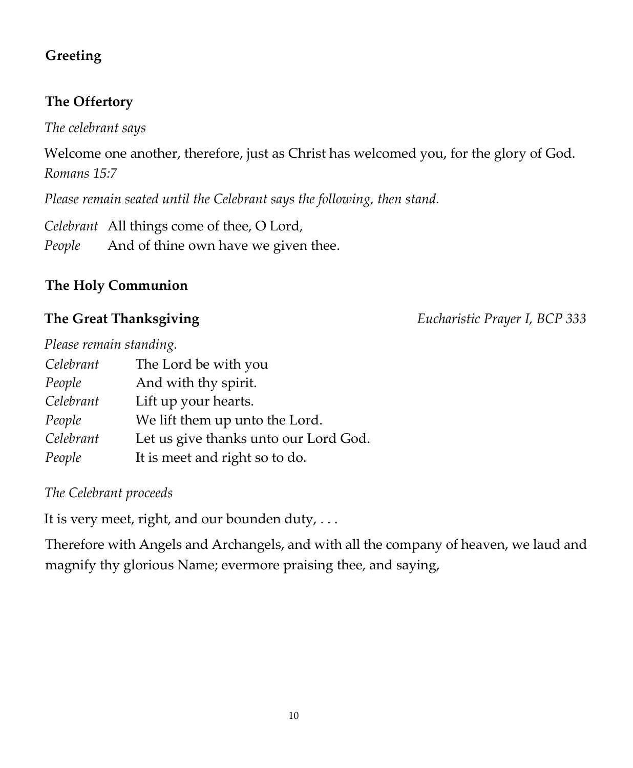**Greeting**

**The Offertory**

*The celebrant says*

Welcome one another, therefore, just as Christ has welcomed you, for the glory of God.
*Romans 15:7*

*Please remain seated until the Celebrant says the following, then stand.*

*Celebrant* All things come of thee, O Lord,
*People* And of thine own have we given thee.

**The Holy Communion**

**The Great Thanksgiving** *Eucharistic Prayer I, BCP 333*

*Please remain standing.*

*Celebrant* The Lord be with you
*People* And with thy spirit.
*Celebrant* Lift up your hearts.
*People* We lift them up unto the Lord.
*Celebrant* Let us give thanks unto our Lord God.
*People* It is meet and right so to do.

*The Celebrant proceeds*

It is very meet, right, and our bounden duty, . . .

Therefore with Angels and Archangels, and with all the company of heaven, we laud and magnify thy glorious Name; evermore praising thee, and saying,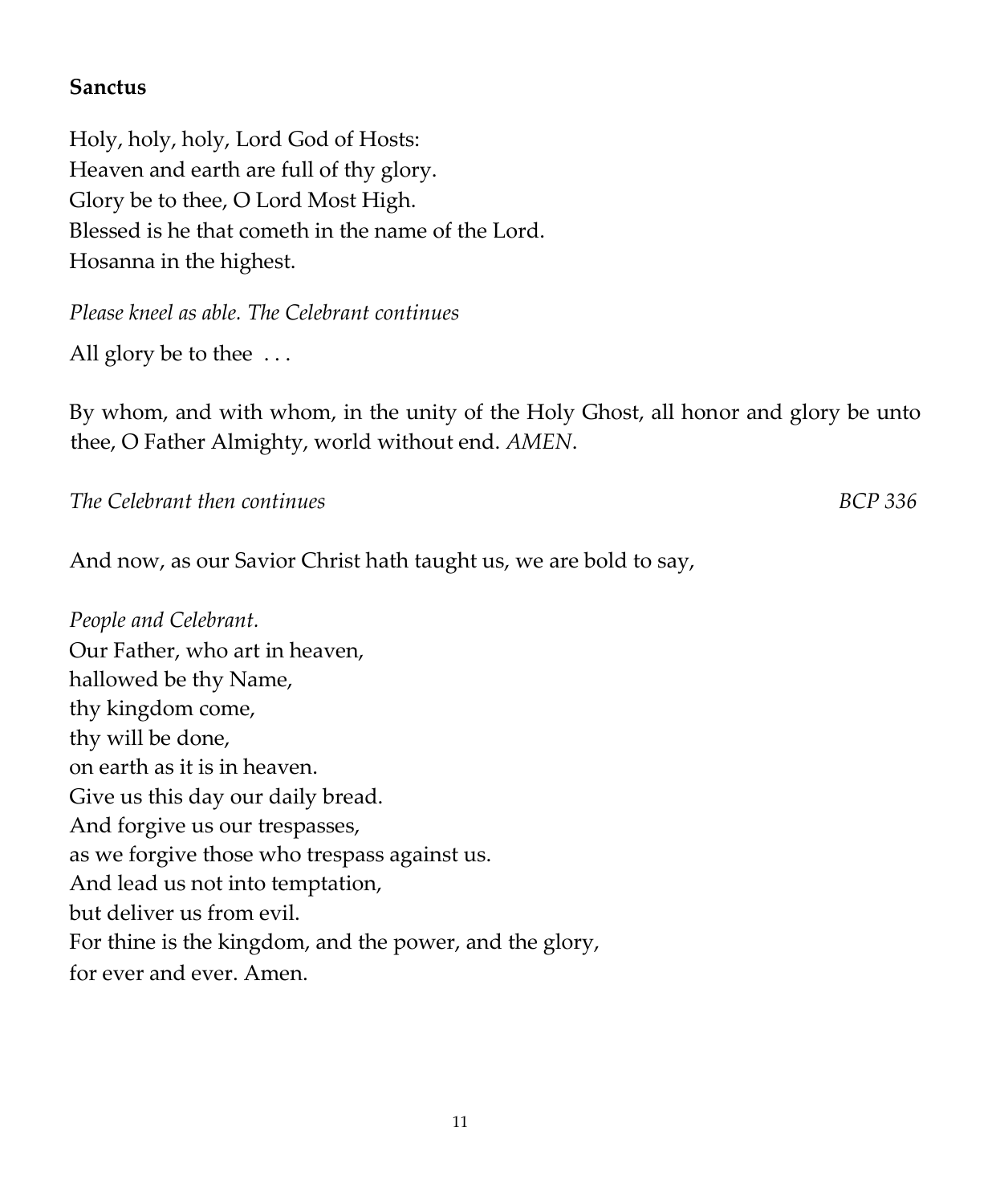**Sanctus**

Holy, holy, holy, Lord God of Hosts:
Heaven and earth are full of thy glory.
Glory be to thee, O Lord Most High.
Blessed is he that cometh in the name of the Lord.
Hosanna in the highest.

*Please kneel as able. The Celebrant continues*

All glory be to thee . . .

By whom, and with whom, in the unity of the Holy Ghost, all honor and glory be unto thee, O Father Almighty, world without end. *AMEN*.

*The Celebrant then continues* *BCP 336*

And now, as our Savior Christ hath taught us, we are bold to say,

*People and Celebrant.*
Our Father, who art in heaven,
hallowed be thy Name,
thy kingdom come,
thy will be done,
on earth as it is in heaven.
Give us this day our daily bread.
And forgive us our trespasses,
as we forgive those who trespass against us.
And lead us not into temptation,
but deliver us from evil.
For thine is the kingdom, and the power, and the glory,
for ever and ever. Amen.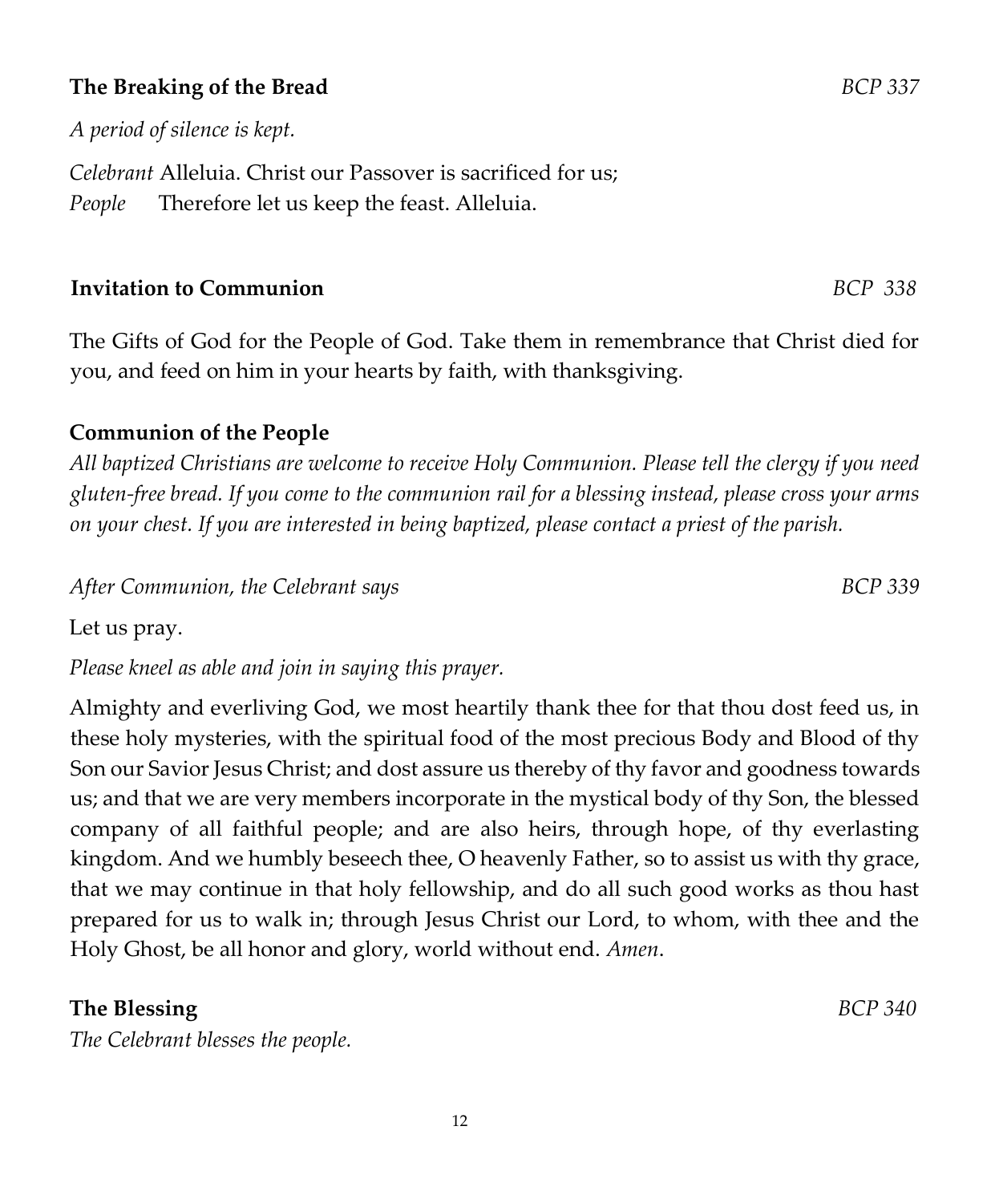**The Breaking of the Bread** *BCP 337*

*A period of silence is kept.*

*Celebrant* Alleluia. Christ our Passover is sacrificed for us;
*People* Therefore let us keep the feast. Alleluia.

**Invitation to Communion** *BCP 338*

The Gifts of God for the People of God. Take them in remembrance that Christ died for you, and feed on him in your hearts by faith, with thanksgiving.

**Communion of the People**

*All baptized Christians are welcome to receive Holy Communion. Please tell the clergy if you need gluten-free bread. If you come to the communion rail for a blessing instead, please cross your arms on your chest. If you are interested in being baptized, please contact a priest of the parish.*

*After Communion, the Celebrant says* *BCP 339*

Let us pray.

*Please kneel as able and join in saying this prayer.*

Almighty and everliving God, we most heartily thank thee for that thou dost feed us, in these holy mysteries, with the spiritual food of the most precious Body and Blood of thy Son our Savior Jesus Christ; and dost assure us thereby of thy favor and goodness towards us; and that we are very members incorporate in the mystical body of thy Son, the blessed company of all faithful people; and are also heirs, through hope, of thy everlasting kingdom. And we humbly beseech thee, O heavenly Father, so to assist us with thy grace, that we may continue in that holy fellowship, and do all such good works as thou hast prepared for us to walk in; through Jesus Christ our Lord, to whom, with thee and the Holy Ghost, be all honor and glory, world without end. *Amen*.

**The Blessing** *BCP 340*

*The Celebrant blesses the people.*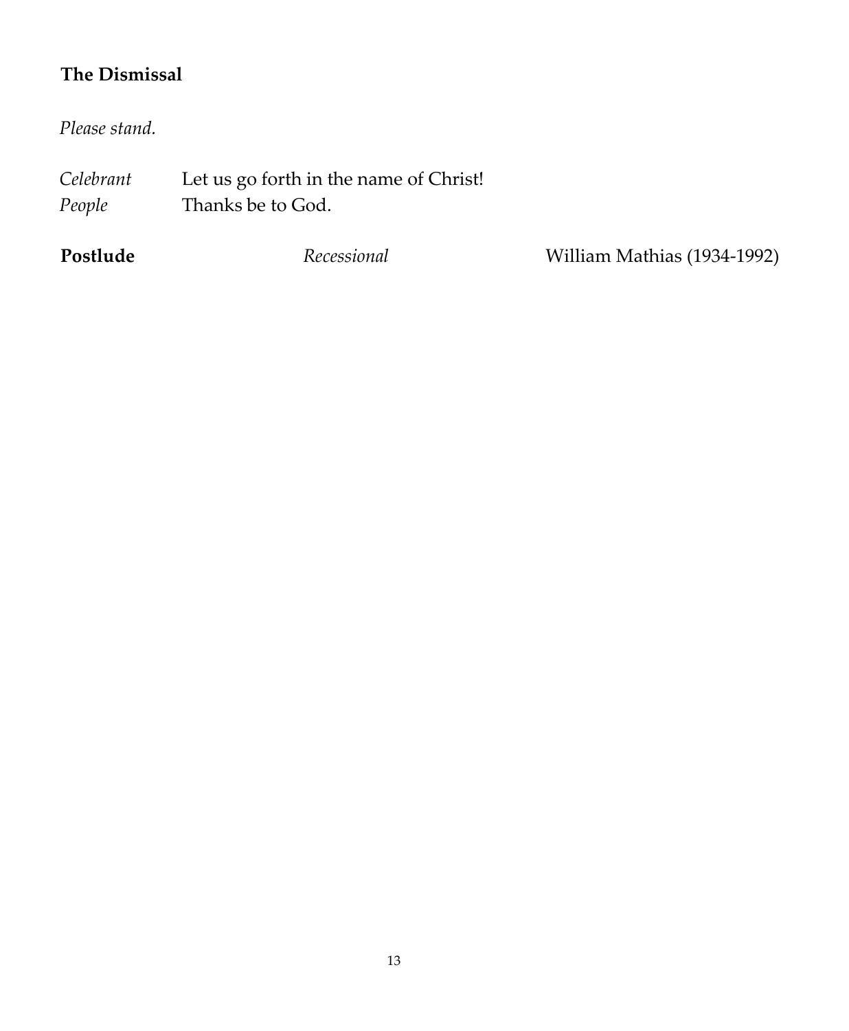**The Dismissal**

*Please stand.*

*Celebrant* Let us go forth in the name of Christ!
*People* Thanks be to God.

**Postlude** *Recessional* William Mathias (1934-1992)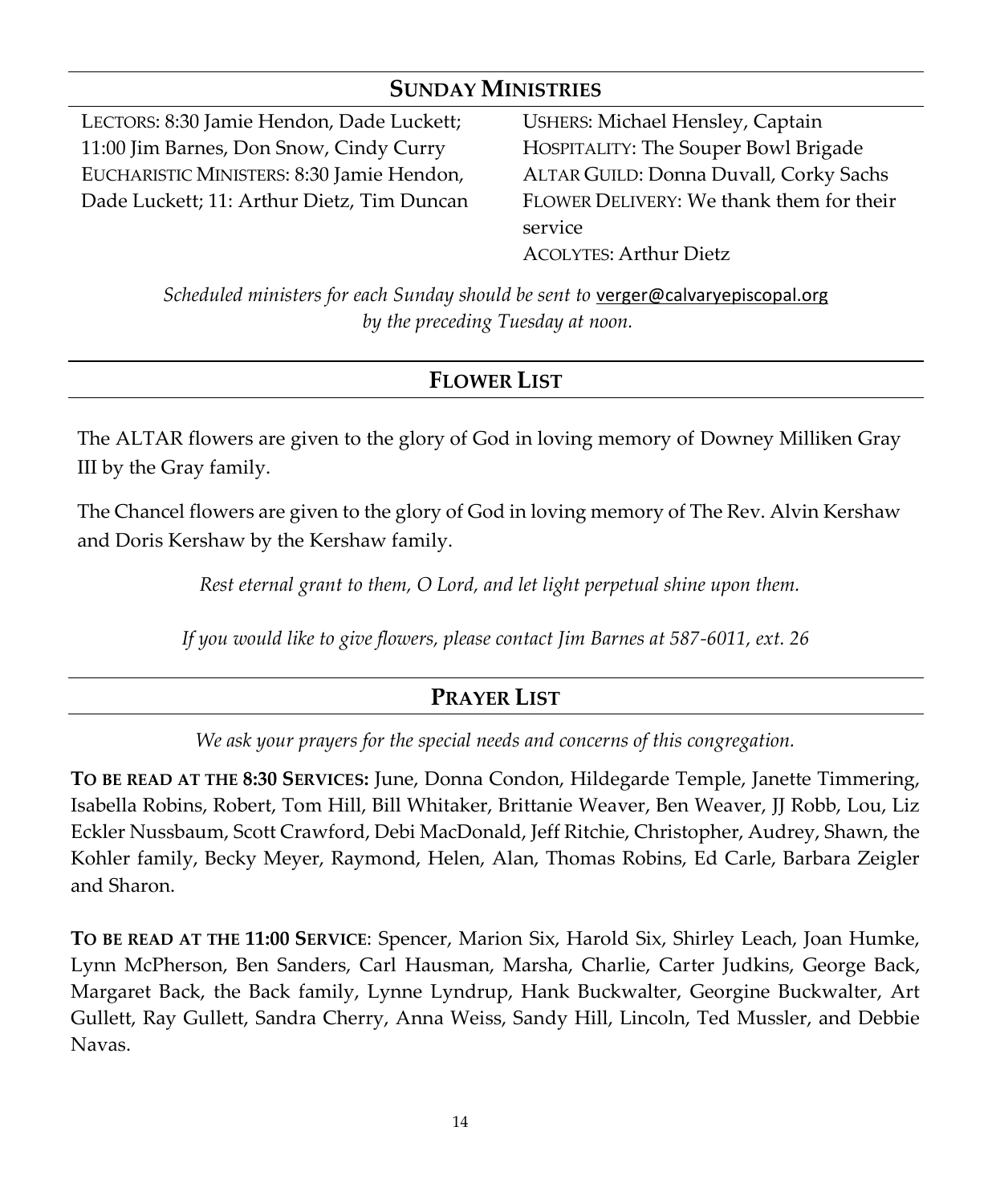## SUNDAY MINISTRIES

LECTORS: 8:30 Jamie Hendon, Dade Luckett; 11:00 Jim Barnes, Don Snow, Cindy Curry
EUCHARISTIC MINISTERS: 8:30 Jamie Hendon, Dade Luckett; 11: Arthur Dietz, Tim Duncan

USHERS: Michael Hensley, Captain
HOSPITALITY: The Souper Bowl Brigade
ALTAR GUILD: Donna Duvall, Corky Sachs
FLOWER DELIVERY: We thank them for their service
ACOLYTES: Arthur Dietz

*Scheduled ministers for each Sunday should be sent to* verger@calvaryepiscopal.org *by the preceding Tuesday at noon.*

## FLOWER LIST

The ALTAR flowers are given to the glory of God in loving memory of Downey Milliken Gray III by the Gray family.

The Chancel flowers are given to the glory of God in loving memory of The Rev. Alvin Kershaw and Doris Kershaw by the Kershaw family.

*Rest eternal grant to them, O Lord, and let light perpetual shine upon them.*

*If you would like to give flowers, please contact Jim Barnes at 587-6011, ext. 26*

## PRAYER LIST

*We ask your prayers for the special needs and concerns of this congregation.*

**TO BE READ AT THE 8:30 SERVICES:** June, Donna Condon, Hildegarde Temple, Janette Timmering, Isabella Robins, Robert, Tom Hill, Bill Whitaker, Brittanie Weaver, Ben Weaver, JJ Robb, Lou, Liz Eckler Nussbaum, Scott Crawford, Debi MacDonald, Jeff Ritchie, Christopher, Audrey, Shawn, the Kohler family, Becky Meyer, Raymond, Helen, Alan, Thomas Robins, Ed Carle, Barbara Zeigler and Sharon.

**TO BE READ AT THE 11:00 SERVICE**: Spencer, Marion Six, Harold Six, Shirley Leach, Joan Humke, Lynn McPherson, Ben Sanders, Carl Hausman, Marsha, Charlie, Carter Judkins, George Back, Margaret Back, the Back family, Lynne Lyndrup, Hank Buckwalter, Georgine Buckwalter, Art Gullett, Ray Gullett, Sandra Cherry, Anna Weiss, Sandy Hill, Lincoln, Ted Mussler, and Debbie Navas.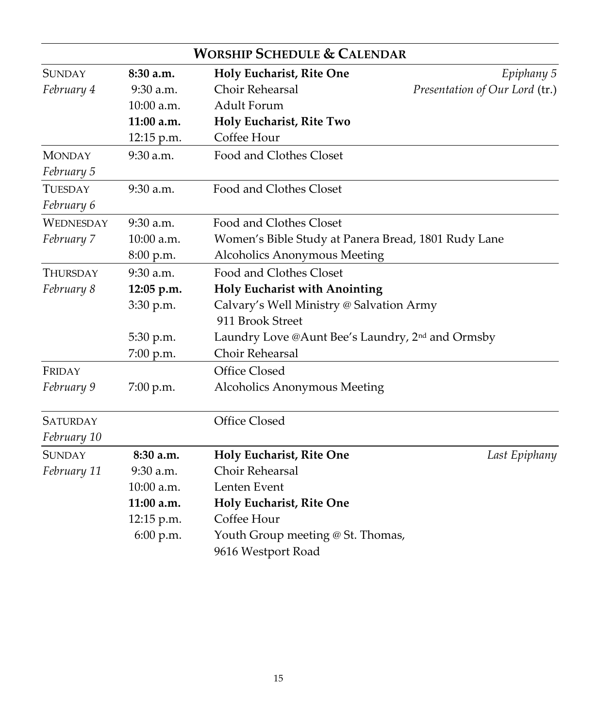## Worship Schedule & Calendar

| Day | Time | Event | Note |
|---|---|---|---|
| SUNDAY *February 4* | **8:30 a.m.** | **Holy Eucharist, Rite One** | *Epiphany 5* |
| | 9:30 a.m. | Choir Rehearsal | *Presentation of Our Lord* (tr.) |
| | 10:00 a.m. | Adult Forum | |
| | **11:00 a.m.** | **Holy Eucharist, Rite Two** | |
| | 12:15 p.m. | Coffee Hour | |
| MONDAY *February 5* | 9:30 a.m. | Food and Clothes Closet | |
| TUESDAY *February 6* | 9:30 a.m. | Food and Clothes Closet | |
| WEDNESDAY *February 7* | 9:30 a.m. | Food and Clothes Closet | |
| | 10:00 a.m. | Women's Bible Study at Panera Bread, 1801 Rudy Lane | |
| | 8:00 p.m. | Alcoholics Anonymous Meeting | |
| THURSDAY *February 8* | 9:30 a.m. | Food and Clothes Closet | |
| | **12:05 p.m.** | **Holy Eucharist with Anointing** | |
| | 3:30 p.m. | Calvary's Well Ministry @ Salvation Army 911 Brook Street | |
| | 5:30 p.m. | Laundry Love @Aunt Bee's Laundry, 2nd and Ormsby | |
| | 7:00 p.m. | Choir Rehearsal | |
| FRIDAY *February 9* | | Office Closed | |
| | 7:00 p.m. | Alcoholics Anonymous Meeting | |
| SATURDAY *February 10* | | Office Closed | |
| SUNDAY *February 11* | **8:30 a.m.** | **Holy Eucharist, Rite One** | *Last Epiphany* |
| | 9:30 a.m. | Choir Rehearsal | |
| | 10:00 a.m. | Lenten Event | |
| | **11:00 a.m.** | **Holy Eucharist, Rite One** | |
| | 12:15 p.m. | Coffee Hour | |
| | 6:00 p.m. | Youth Group meeting @ St. Thomas, 9616 Westport Road | |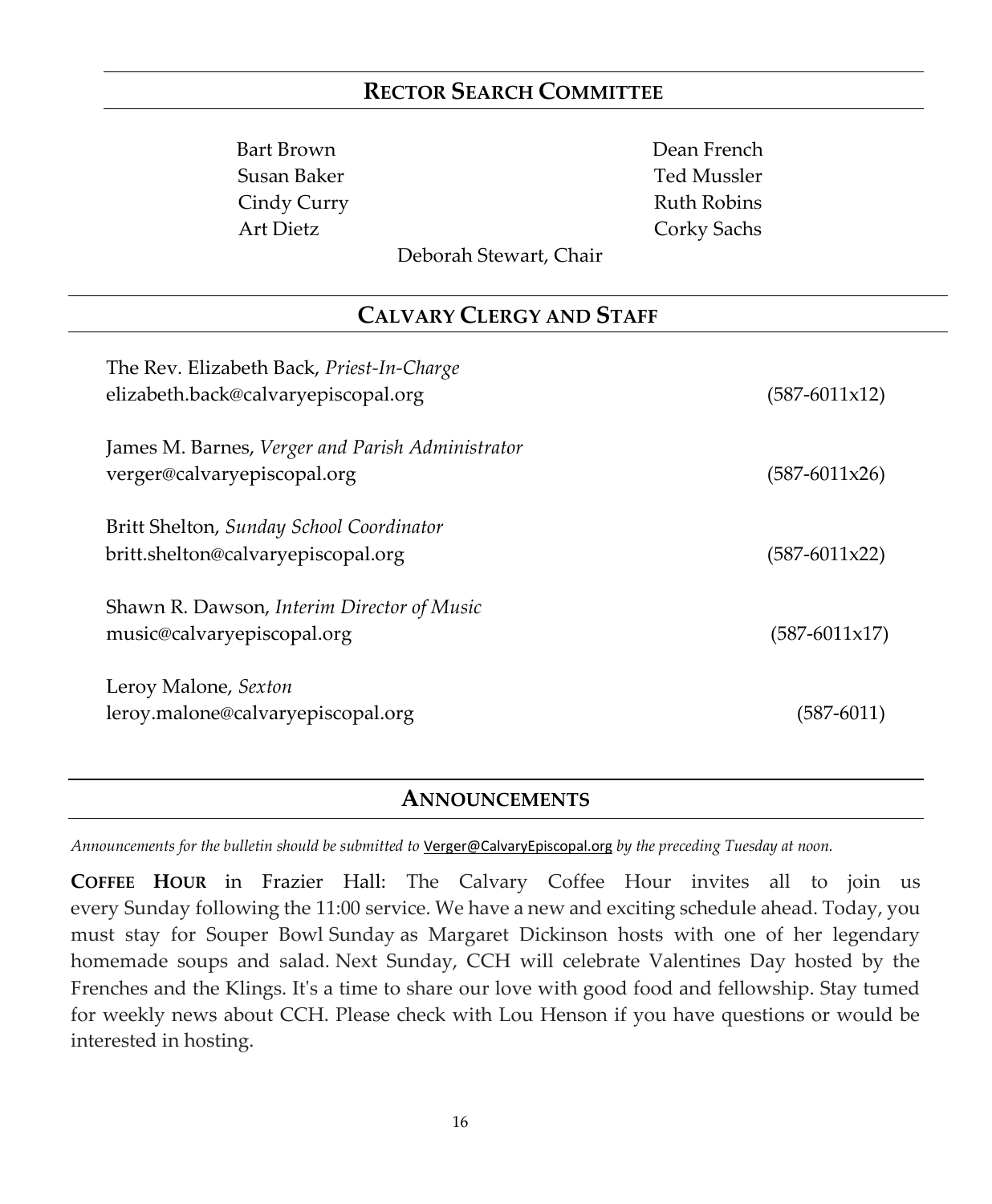## RECTOR SEARCH COMMITTEE

Bart Brown
Susan Baker
Cindy Curry
Art Dietz
Dean French
Ted Mussler
Ruth Robins
Corky Sachs

Deborah Stewart, Chair

## CALVARY CLERGY AND STAFF

The Rev. Elizabeth Back, *Priest-In-Charge*
elizabeth.back@calvaryepiscopal.org (587-6011x12)

James M. Barnes, *Verger and Parish Administrator*
verger@calvaryepiscopal.org (587-6011x26)

Britt Shelton, *Sunday School Coordinator*
britt.shelton@calvaryepiscopal.org (587-6011x22)

Shawn R. Dawson, *Interim Director of Music*
music@calvaryepiscopal.org (587-6011x17)

Leroy Malone, *Sexton*
leroy.malone@calvaryepiscopal.org (587-6011)

## ANNOUNCEMENTS

*Announcements for the bulletin should be submitted to* Verger@CalvaryEpiscopal.org *by the preceding Tuesday at noon.*

**COFFEE HOUR** in Frazier Hall: The Calvary Coffee Hour invites all to join us every Sunday following the 11:00 service. We have a new and exciting schedule ahead. Today, you must stay for Souper Bowl Sunday as Margaret Dickinson hosts with one of her legendary homemade soups and salad. Next Sunday, CCH will celebrate Valentines Day hosted by the Frenches and the Klings. It's a time to share our love with good food and fellowship. Stay tumed for weekly news about CCH. Please check with Lou Henson if you have questions or would be interested in hosting.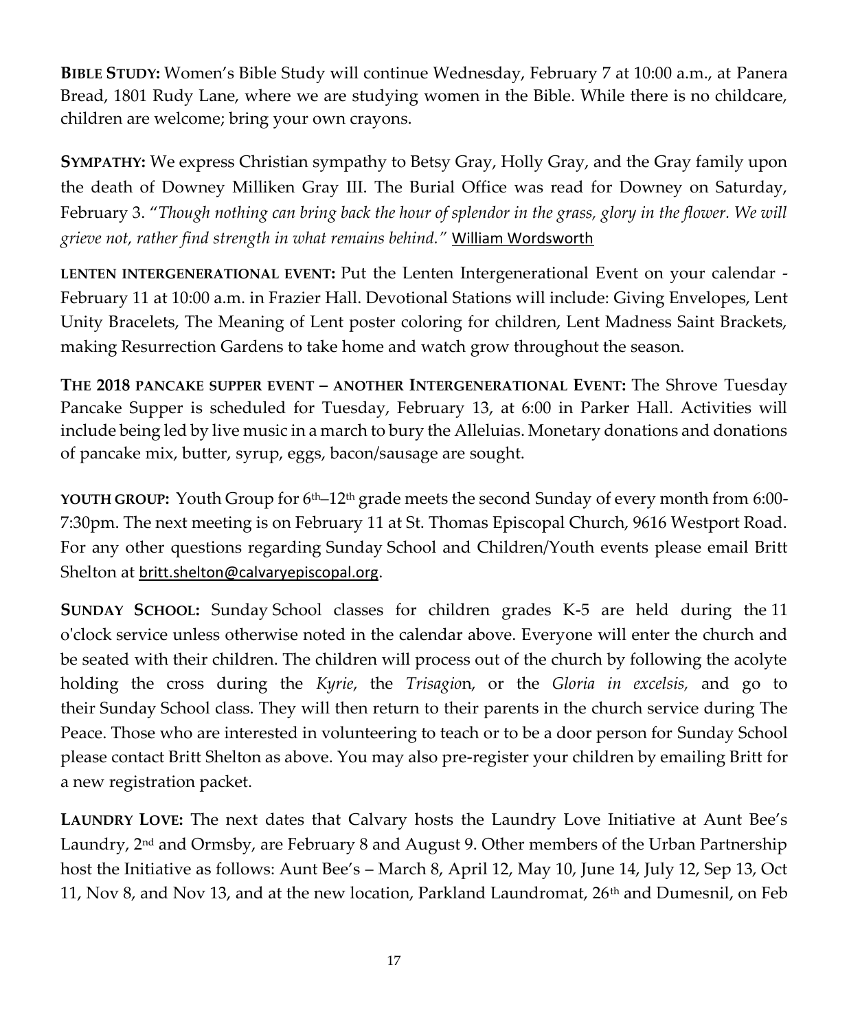**BIBLE STUDY:** Women's Bible Study will continue Wednesday, February 7 at 10:00 a.m., at Panera Bread, 1801 Rudy Lane, where we are studying women in the Bible. While there is no childcare, children are welcome; bring your own crayons.

**SYMPATHY:** We express Christian sympathy to Betsy Gray, Holly Gray, and the Gray family upon the death of Downey Milliken Gray III. The Burial Office was read for Downey on Saturday, February 3. "*Though nothing can bring back the hour of splendor in the grass, glory in the flower. We will grieve not, rather find strength in what remains behind.*" William Wordsworth

**LENTEN INTERGENERATIONAL EVENT:** Put the Lenten Intergenerational Event on your calendar - February 11 at 10:00 a.m. in Frazier Hall. Devotional Stations will include: Giving Envelopes, Lent Unity Bracelets, The Meaning of Lent poster coloring for children, Lent Madness Saint Brackets, making Resurrection Gardens to take home and watch grow throughout the season.

**THE 2018 PANCAKE SUPPER EVENT – ANOTHER INTERGENERATIONAL EVENT:** The Shrove Tuesday Pancake Supper is scheduled for Tuesday, February 13, at 6:00 in Parker Hall. Activities will include being led by live music in a march to bury the Alleluias. Monetary donations and donations of pancake mix, butter, syrup, eggs, bacon/sausage are sought.

**YOUTH GROUP:** Youth Group for 6th–12th grade meets the second Sunday of every month from 6:00-7:30pm. The next meeting is on February 11 at St. Thomas Episcopal Church, 9616 Westport Road. For any other questions regarding Sunday School and Children/Youth events please email Britt Shelton at britt.shelton@calvaryepiscopal.org.

**SUNDAY SCHOOL:** Sunday School classes for children grades K-5 are held during the 11 o'clock service unless otherwise noted in the calendar above. Everyone will enter the church and be seated with their children. The children will process out of the church by following the acolyte holding the cross during the *Kyrie*, the *Trisagio*n, or the *Gloria in excelsis,* and go to their Sunday School class. They will then return to their parents in the church service during The Peace. Those who are interested in volunteering to teach or to be a door person for Sunday School please contact Britt Shelton as above. You may also pre-register your children by emailing Britt for a new registration packet.

**LAUNDRY LOVE:** The next dates that Calvary hosts the Laundry Love Initiative at Aunt Bee's Laundry, 2nd and Ormsby, are February 8 and August 9. Other members of the Urban Partnership host the Initiative as follows: Aunt Bee's – March 8, April 12, May 10, June 14, July 12, Sep 13, Oct 11, Nov 8, and Nov 13, and at the new location, Parkland Laundromat, 26th and Dumesnil, on Feb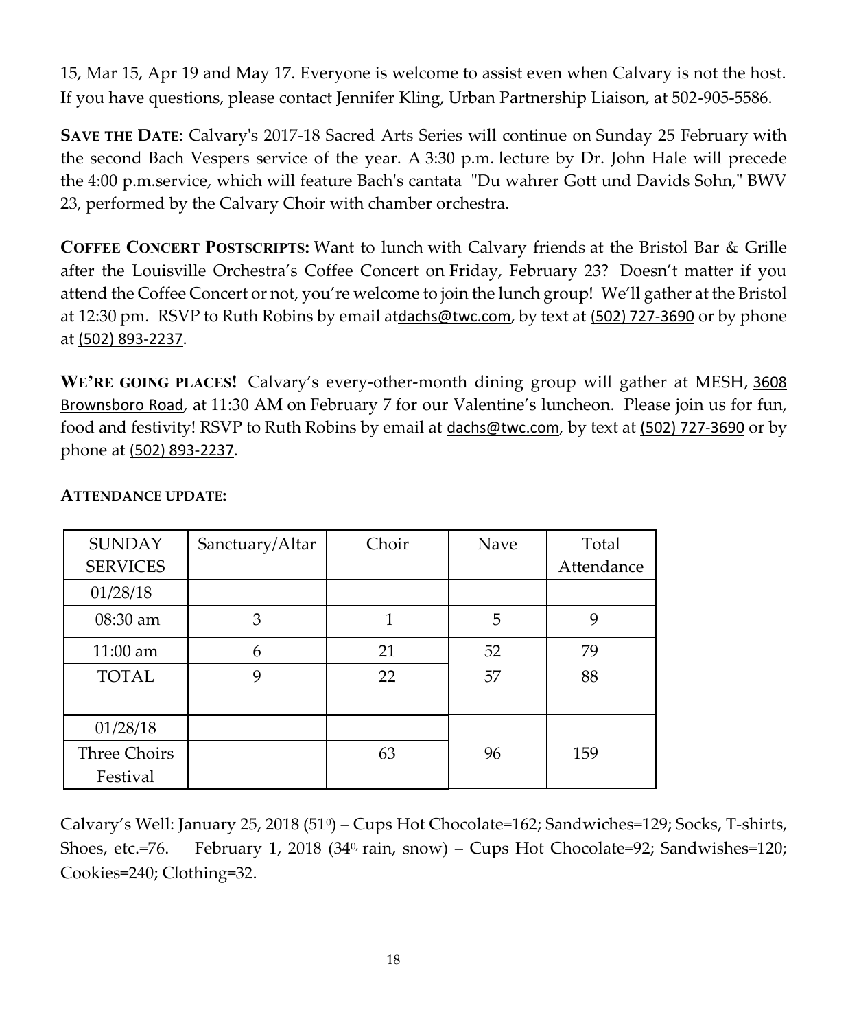15, Mar 15, Apr 19 and May 17. Everyone is welcome to assist even when Calvary is not the host. If you have questions, please contact Jennifer Kling, Urban Partnership Liaison, at 502-905-5586.

**SAVE THE DATE**: Calvary's 2017-18 Sacred Arts Series will continue on Sunday 25 February with the second Bach Vespers service of the year. A 3:30 p.m. lecture by Dr. John Hale will precede the 4:00 p.m.service, which will feature Bach's cantata "Du wahrer Gott und Davids Sohn," BWV 23, performed by the Calvary Choir with chamber orchestra.

**COFFEE CONCERT POSTSCRIPTS:** Want to lunch with Calvary friends at the Bristol Bar & Grille after the Louisville Orchestra's Coffee Concert on Friday, February 23? Doesn't matter if you attend the Coffee Concert or not, you're welcome to join the lunch group! We'll gather at the Bristol at 12:30 pm. RSVP to Ruth Robins by email atdachs@twc.com, by text at (502) 727-3690 or by phone at (502) 893-2237.

**WE'RE GOING PLACES!** Calvary's every-other-month dining group will gather at MESH, 3608 Brownsboro Road, at 11:30 AM on February 7 for our Valentine's luncheon. Please join us for fun, food and festivity! RSVP to Ruth Robins by email at dachs@twc.com, by text at (502) 727-3690 or by phone at (502) 893-2237.

**ATTENDANCE UPDATE:**

| SUNDAY SERVICES | Sanctuary/Altar | Choir | Nave | Total Attendance |
|---|---|---|---|---|
| 01/28/18 | | | | |
| 08:30 am | 3 | 1 | 5 | 9 |
| 11:00 am | 6 | 21 | 52 | 79 |
| TOTAL | 9 | 22 | 57 | 88 |
| | | | | |
| 01/28/18 | | | | |
| Three Choirs Festival | | 63 | 96 | 159 |

Calvary's Well: January 25, 2018 ($51^0$) – Cups Hot Chocolate=162; Sandwiches=129; Socks, T-shirts, Shoes, etc.=76. February 1, 2018 ($34^0$, rain, snow) – Cups Hot Chocolate=92; Sandwishes=120; Cookies=240; Clothing=32.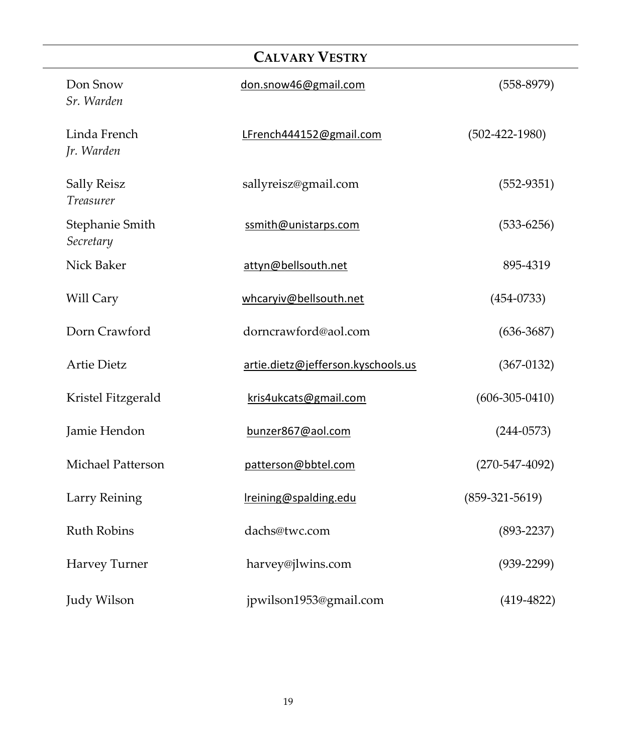## CALVARY VESTRY

| | | |
|---|---|---|
| Don Snow<br>*Sr. Warden* | don.snow46@gmail.com | (558-8979) |
| Linda French<br>*Jr. Warden* | LFrench444152@gmail.com | (502-422-1980) |
| Sally Reisz<br>*Treasurer* | sallyreisz@gmail.com | (552-9351) |
| Stephanie Smith<br>*Secretary* | ssmith@unistarps.com | (533-6256) |
| Nick Baker | attyn@bellsouth.net | 895-4319 |
| Will Cary | whcaryiv@bellsouth.net | (454-0733) |
| Dorn Crawford | dorncrawford@aol.com | (636-3687) |
| Artie Dietz | artie.dietz@jefferson.kyschools.us | (367-0132) |
| Kristel Fitzgerald | kris4ukcats@gmail.com | (606-305-0410) |
| Jamie Hendon | bunzer867@aol.com | (244-0573) |
| Michael Patterson | patterson@bbtel.com | (270-547-4092) |
| Larry Reining | lreining@spalding.edu | (859-321-5619) |
| Ruth Robins | dachs@twc.com | (893-2237) |
| Harvey Turner | harvey@jlwins.com | (939-2299) |
| Judy Wilson | jpwilson1953@gmail.com | (419-4822) |